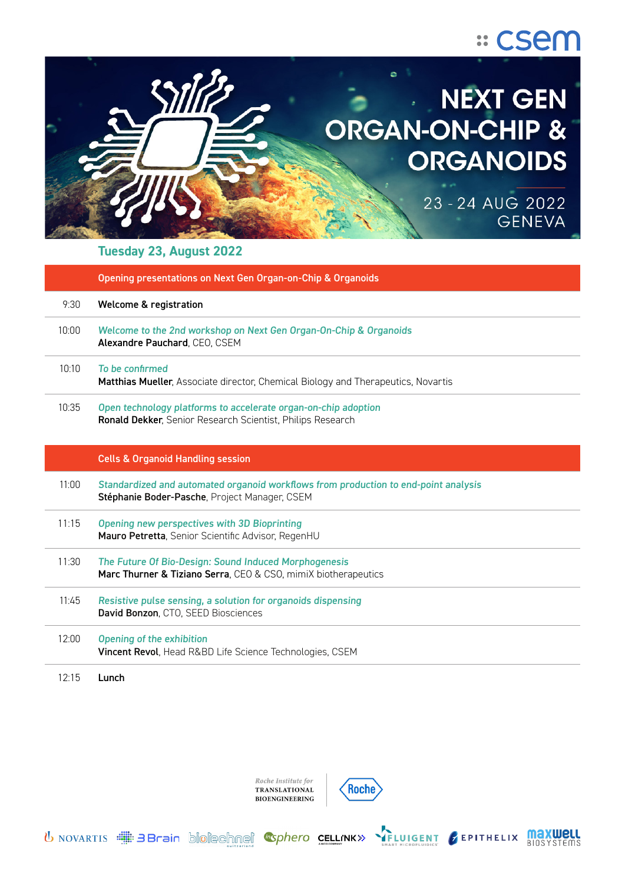csem

# NEXT GEN ORGAN-ON-CHIP & ORGANOIDS

23 - 24 AUG 2022
GENEVA

## Tuesday 23, August 2022

### Opening presentations on Next Gen Organ-on-Chip & Organoids

| Time | Session |
|---|---|
| 9:30 | **Welcome & registration** |
| 10:00 | *Welcome to the 2nd workshop on Next Gen Organ-On-Chip & Organoids*<br>**Alexandre Pauchard**, CEO, CSEM |
| 10:10 | *To be confirmed*<br>**Matthias Mueller**, Associate director, Chemical Biology and Therapeutics, Novartis |
| 10:35 | *Open technology platforms to accelerate organ-on-chip adoption*<br>**Ronald Dekker**, Senior Research Scientist, Philips Research |

### Cells & Organoid Handling session

| Time | Session |
|---|---|
| 11:00 | *Standardized and automated organoid workflows from production to end-point analysis*<br>**Stéphanie Boder-Pasche**, Project Manager, CSEM |
| 11:15 | *Opening new perspectives with 3D Bioprinting*<br>**Mauro Petretta**, Senior Scientific Advisor, RegenHU |
| 11:30 | *The Future Of Bio-Design: Sound Induced Morphogenesis*<br>**Marc Thurner & Tiziano Serra**, CEO & CSO, mimiX biotherapeutics |
| 11:45 | *Resistive pulse sensing, a solution for organoids dispensing*<br>**David Bonzon**, CTO, SEED Biosciences |
| 12:00 | *Opening of the exhibition*<br>**Vincent Revol**, Head R&BD Life Science Technologies, CSEM |
| 12:15 | **Lunch** |

Roche Institute for TRANSLATIONAL BIOENGINEERING | Roche

NOVARTIS | 3Brain | biotechnet switzerland | insphero | CELLINK | FLUIGENT SMART MICROFLUIDICS | EPITHELIX | maxwell BIOSYSTEMS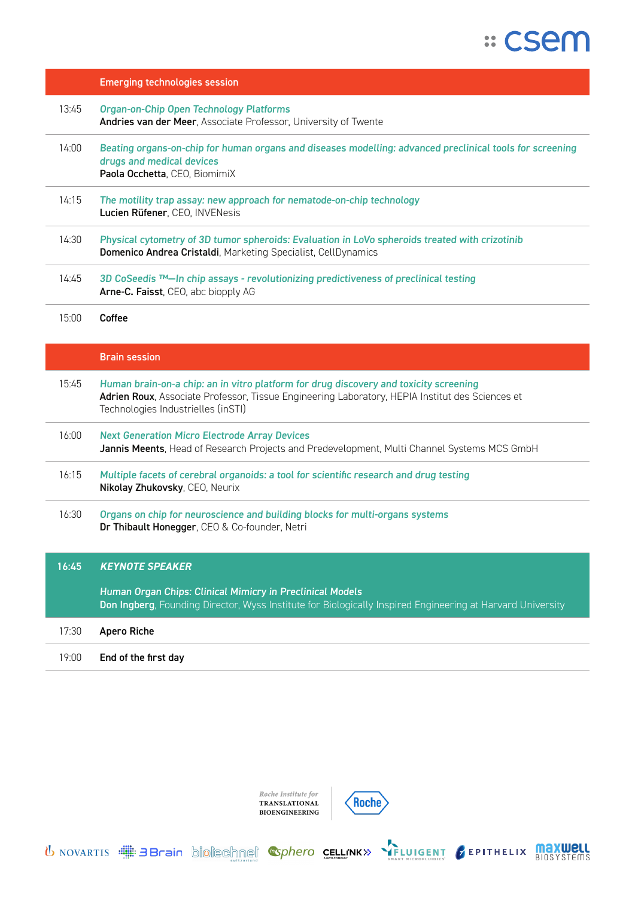## Emerging technologies session

13:45 *Organ-on-Chip Open Technology Platforms*
**Andries van der Meer**, Associate Professor, University of Twente

14:00 *Beating organs-on-chip for human organs and diseases modelling: advanced preclinical tools for screening drugs and medical devices*
**Paola Occhetta**, CEO, BiomimiX

14:15 *The motility trap assay: new approach for nematode-on-chip technology*
**Lucien Rüfener**, CEO, INVENesis

14:30 *Physical cytometry of 3D tumor spheroids: Evaluation in LoVo spheroids treated with crizotinib*
**Domenico Andrea Cristaldi**, Marketing Specialist, CellDynamics

14:45 *3D CoSeedis ™—In chip assays - revolutionizing predictiveness of preclinical testing*
**Arne-C. Faisst**, CEO, abc biopply AG

15:00 **Coffee**

## Brain session

15:45 *Human brain-on-a chip: an in vitro platform for drug discovery and toxicity screening*
**Adrien Roux**, Associate Professor, Tissue Engineering Laboratory, HEPIA Institut des Sciences et Technologies Industrielles (inSTI)

16:00 *Next Generation Micro Electrode Array Devices*
**Jannis Meents**, Head of Research Projects and Predevelopment, Multi Channel Systems MCS GmbH

16:15 *Multiple facets of cerebral organoids: a tool for scientific research and drug testing*
**Nikolay Zhukovsky**, CEO, Neurix

16:30 *Organs on chip for neuroscience and building blocks for multi-organs systems*
**Dr Thibault Honegger**, CEO & Co-founder, Netri

16:45 ***KEYNOTE SPEAKER***

*Human Organ Chips: Clinical Mimicry in Preclinical Models*
**Don Ingberg**, Founding Director, Wyss Institute for Biologically Inspired Engineering at Harvard University

17:30 **Apero Riche**

19:00 **End of the first day**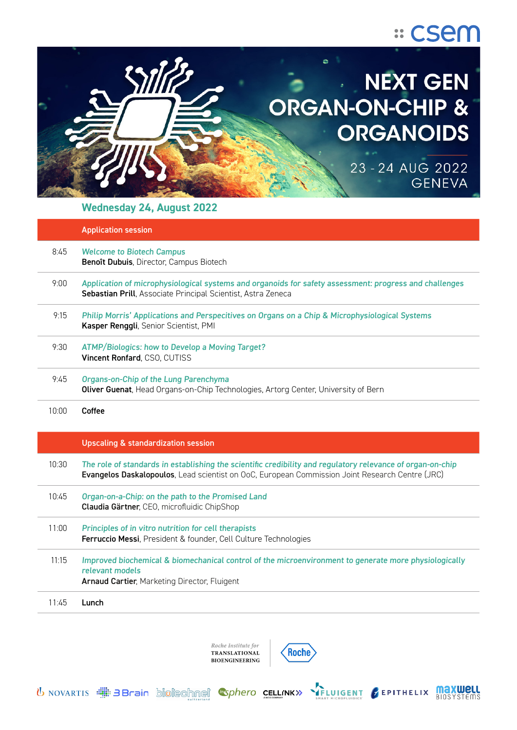csem

# NEXT GEN ORGAN-ON-CHIP & ORGANOIDS

23 - 24 AUG 2022
GENEVA

## Wednesday 24, August 2022

### Application session

| | |
|---|---|
| 8:45 | *Welcome to Biotech Campus*<br>**Benoît Dubuis**, Director, Campus Biotech |
| 9:00 | *Application of microphysiological systems and organoids for safety assessment: progress and challenges*<br>**Sebastian Prill**, Associate Principal Scientist, Astra Zeneca |
| 9:15 | *Philip Morris' Applications and Perspecitives on Organs on a Chip & Microphysiological Systems*<br>**Kasper Renggli**, Senior Scientist, PMI |
| 9:30 | *ATMP/Biologics: how to Develop a Moving Target?*<br>**Vincent Ronfard**, CSO, CUTISS |
| 9:45 | *Organs-on-Chip of the Lung Parenchyma*<br>**Oliver Guenat**, Head Organs-on-Chip Technologies, Artorg Center, University of Bern |
| 10:00 | **Coffee** |

### Upscaling & standardization session

| | |
|---|---|
| 10:30 | *The role of standards in establishing the scientific credibility and regulatory relevance of organ-on-chip*<br>**Evangelos Daskalopoulos**, Lead scientist on OoC, European Commission Joint Research Centre (JRC) |
| 10:45 | *Organ-on-a-Chip: on the path to the Promised Land*<br>**Claudia Gärtner**, CEO, microfluidic ChipShop |
| 11:00 | *Principles of in vitro nutrition for cell therapists*<br>**Ferruccio Messi**, President & founder, Cell Culture Technologies |
| 11:15 | *Improved biochemical & biomechanical control of the microenvironment to generate more physiologically relevant models*<br>**Arnaud Cartier**, Marketing Director, Fluigent |
| 11:45 | **Lunch** |

Roche Institute for Translational Bioengineering | Roche

Novartis · 3Brain · biotechnet Switzerland · InSphero · CELLINK · Fluigent · Epithelix · Maxwell Biosystems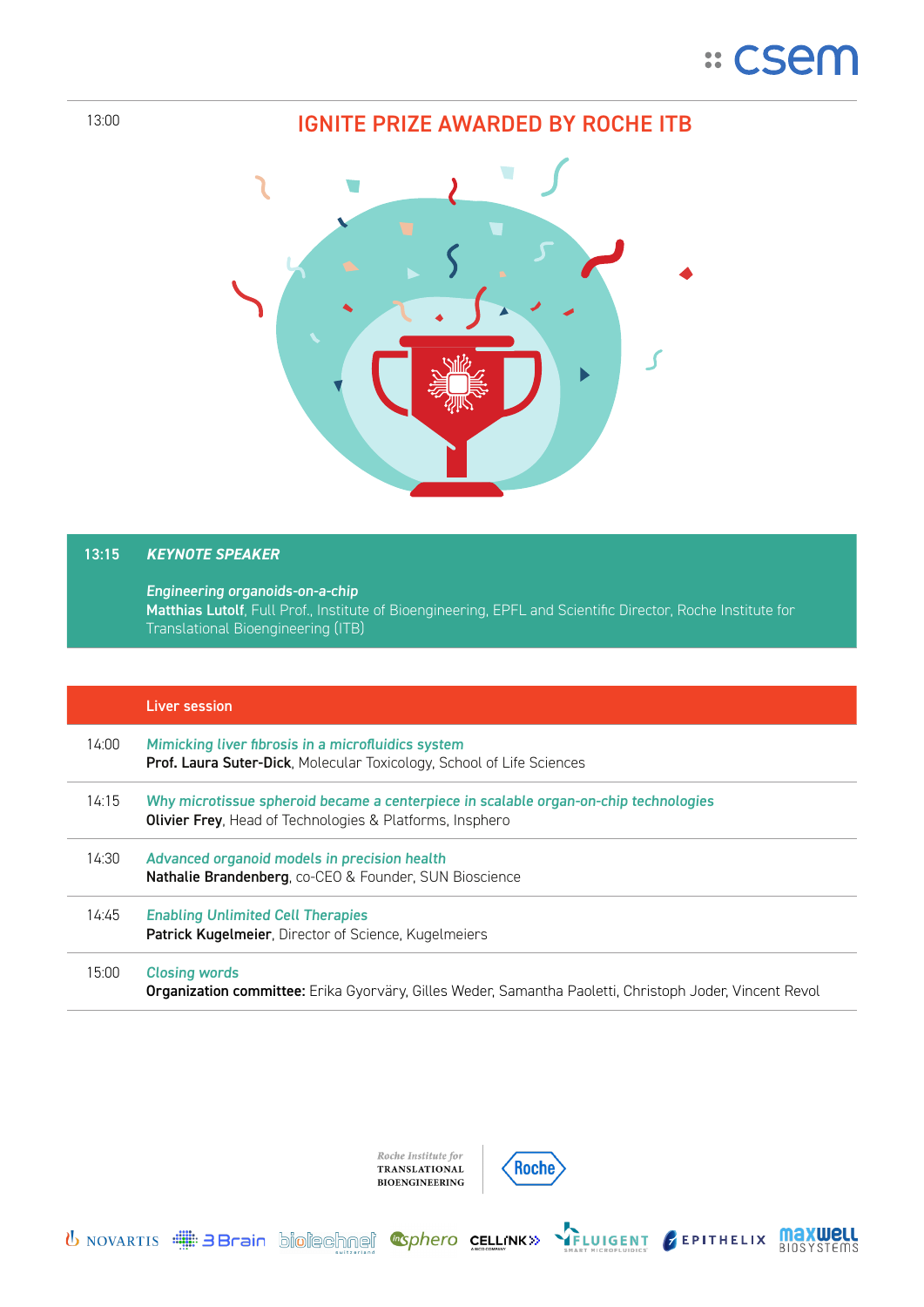13:00

## IGNITE PRIZE AWARDED BY ROCHE ITB

13:15 **_KEYNOTE SPEAKER_**

_Engineering organoids-on-a-chip_
**Matthias Lutolf**, Full Prof., Institute of Bioengineering, EPFL and Scientific Director, Roche Institute for Translational Bioengineering (ITB)

### Liver session

14:00 _Mimicking liver fibrosis in a microfluidics system_
**Prof. Laura Suter-Dick**, Molecular Toxicology, School of Life Sciences

14:15 _Why microtissue spheroid became a centerpiece in scalable organ-on-chip technologies_
**Olivier Frey**, Head of Technologies & Platforms, Insphero

14:30 _Advanced organoid models in precision health_
**Nathalie Brandenberg**, co-CEO & Founder, SUN Bioscience

14:45 _Enabling Unlimited Cell Therapies_
**Patrick Kugelmeier**, Director of Science, Kugelmeiers

15:00 _Closing words_
**Organization committee:** Erika Gyorväry, Gilles Weder, Samantha Paoletti, Christoph Joder, Vincent Revol

Roche Institute for TRANSLATIONAL BIOENGINEERING | Roche

NOVARTIS 3Brain biotechnet insphero CELLINK FLUIGENT EPITHELIX maxwell BIOSYSTEMS